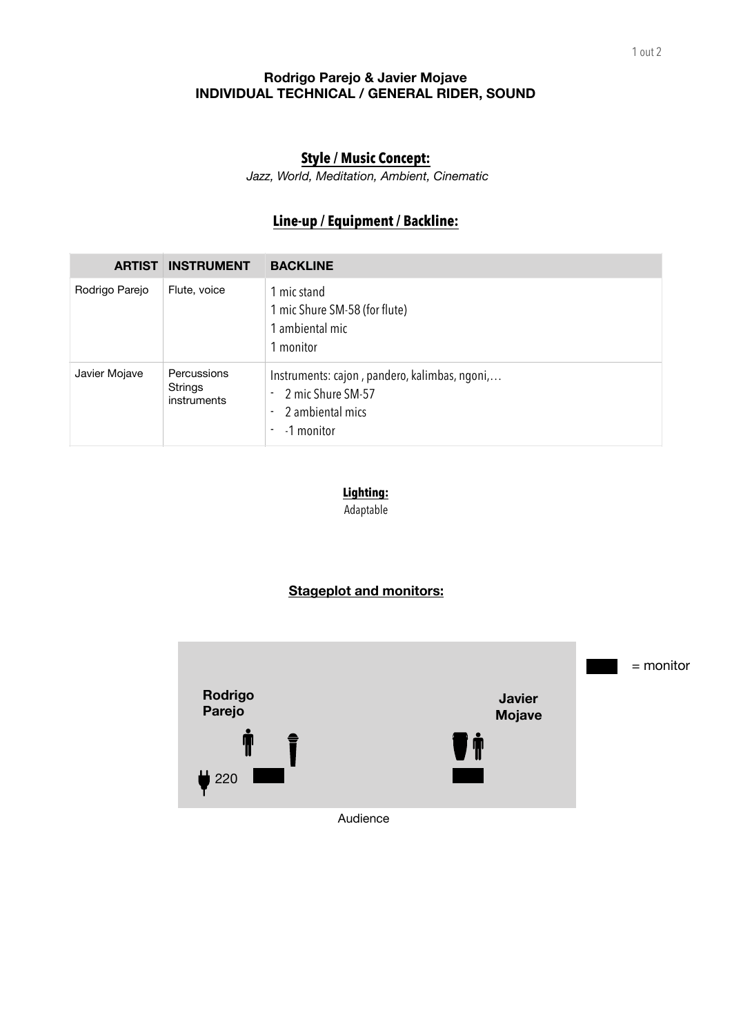**Rodrigo Parejo & Javier Mojave**
**INDIVIDUAL TECHNICAL / GENERAL RIDER, SOUND**

## Style / Music Concept:

*Jazz, World, Meditation, Ambient, Cinematic*

## Line-up / Equipment / Backline:

| ARTIST | INSTRUMENT | BACKLINE |
|---|---|---|
| Rodrigo Parejo | Flute, voice | 1 mic stand<br>1 mic Shure SM-58 (for flute)<br>1 ambiental mic<br>1 monitor |
| Javier Mojave | Percussions<br>Strings instruments | Instruments: cajon , pandero, kalimbas, ngoni,…<br>- 2 mic Shure SM-57<br>- 2 ambiental mics<br>- -1 monitor |

**Lighting:**

Adaptable

## Stageplot and monitors:

■ = monitor

Rodrigo Parejo

Javier Mojave

220

Audience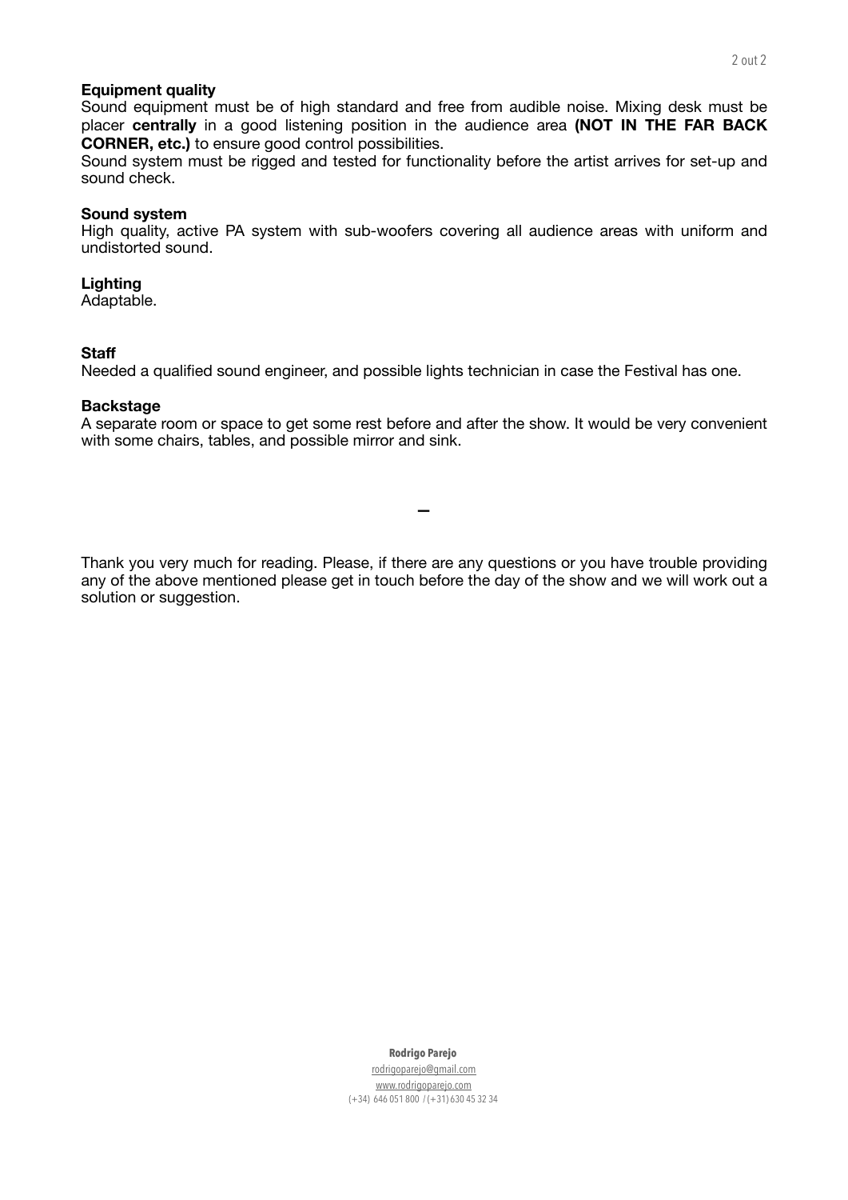**Equipment quality**

Sound equipment must be of high standard and free from audible noise. Mixing desk must be placer **centrally** in a good listening position in the audience area **(NOT IN THE FAR BACK CORNER, etc.)** to ensure good control possibilities.

Sound system must be rigged and tested for functionality before the artist arrives for set-up and sound check.

**Sound system**

High quality, active PA system with sub-woofers covering all audience areas with uniform and undistorted sound.

**Lighting**

Adaptable.

**Staff**

Needed a qualified sound engineer, and possible lights technician in case the Festival has one.

**Backstage**

A separate room or space to get some rest before and after the show. It would be very convenient with some chairs, tables, and possible mirror and sink.

–

Thank you very much for reading. Please, if there are any questions or you have trouble providing any of the above mentioned please get in touch before the day of the show and we will work out a solution or suggestion.

**Rodrigo Parejo**

rodrigoparejo@gmail.com

www.rodrigoparejo.com

(+34) 646 051 800 / (+31) 630 45 32 34